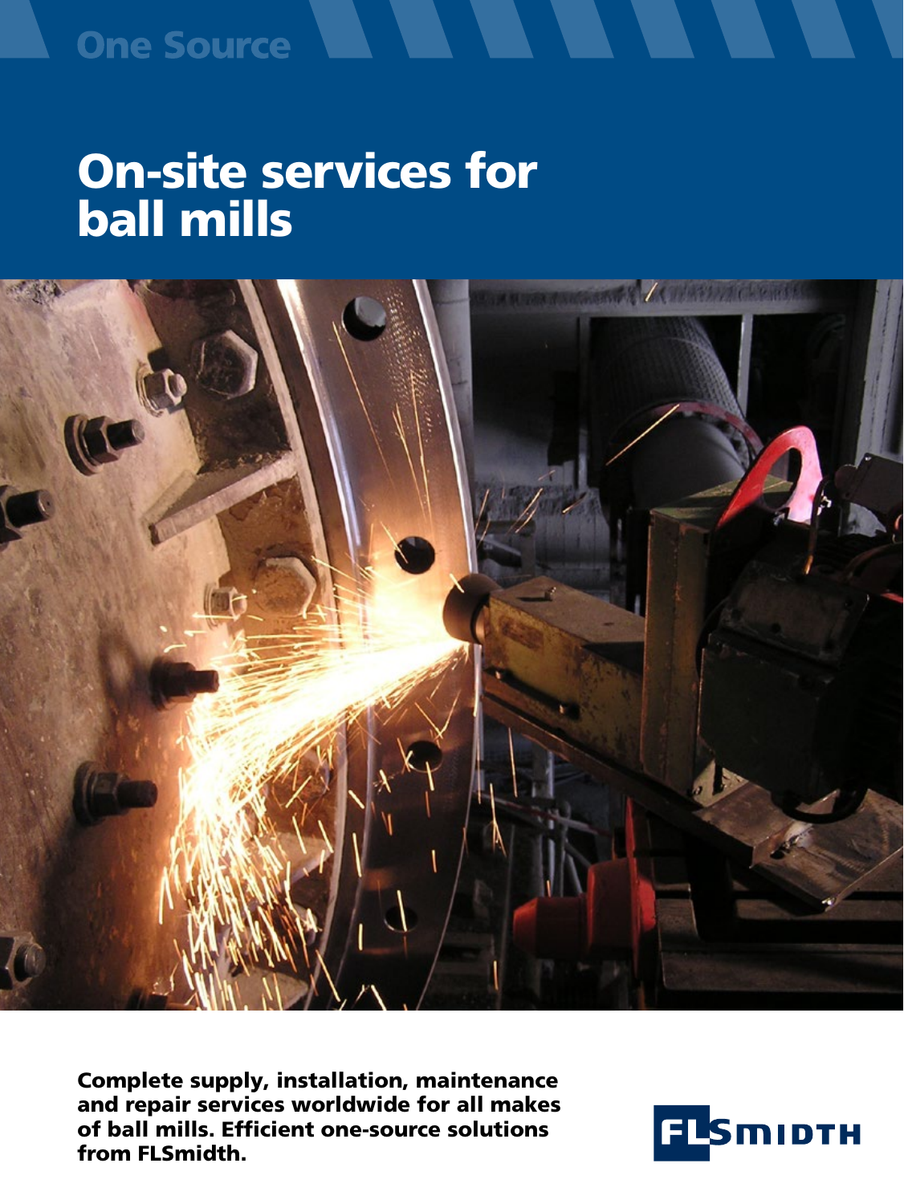One Source

# On-site services for ball mills

**Complete supply, installation, maintenance and repair services worldwide for all makes of ball mills. Efficient one-source solutions from FLSmidth.**

FLSMIDTH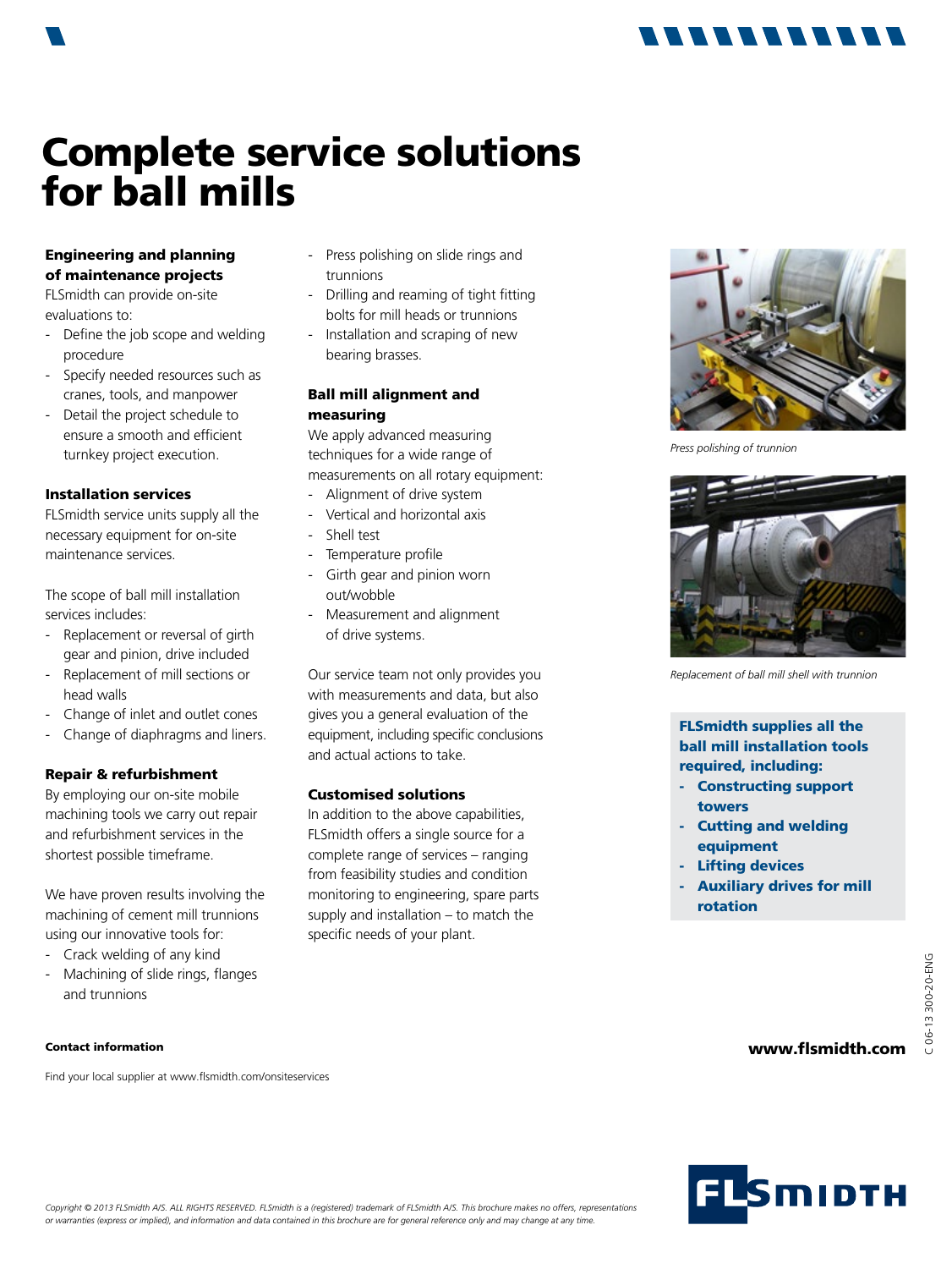# Complete service solutions for ball mills

**Engineering and planning of maintenance projects**

FLSmidth can provide on-site evaluations to:

- Define the job scope and welding procedure
- Specify needed resources such as cranes, tools, and manpower
- Detail the project schedule to ensure a smooth and efficient turnkey project execution.

**Installation services**

FLSmidth service units supply all the necessary equipment for on-site maintenance services.

The scope of ball mill installation services includes:

- Replacement or reversal of girth gear and pinion, drive included
- Replacement of mill sections or head walls
- Change of inlet and outlet cones
- Change of diaphragms and liners.

**Repair & refurbishment**

By employing our on-site mobile machining tools we carry out repair and refurbishment services in the shortest possible timeframe.

We have proven results involving the machining of cement mill trunnions using our innovative tools for:

- Crack welding of any kind
- Machining of slide rings, flanges and trunnions
- Press polishing on slide rings and trunnions
- Drilling and reaming of tight fitting bolts for mill heads or trunnions
- Installation and scraping of new bearing brasses.

**Ball mill alignment and measuring**

We apply advanced measuring techniques for a wide range of measurements on all rotary equipment:

- Alignment of drive system
- Vertical and horizontal axis
- Shell test
- Temperature profile
- Girth gear and pinion worn out/wobble
- Measurement and alignment of drive systems.

Our service team not only provides you with measurements and data, but also gives you a general evaluation of the equipment, including specific conclusions and actual actions to take.

**Customised solutions**

In addition to the above capabilities, FLSmidth offers a single source for a complete range of services – ranging from feasibility studies and condition monitoring to engineering, spare parts supply and installation – to match the specific needs of your plant.

*Press polishing of trunnion*

*Replacement of ball mill shell with trunnion*

**FLSmidth supplies all the ball mill installation tools required, including:**

- **Constructing support towers**
- **Cutting and welding equipment**
- **Lifting devices**
- **Auxiliary drives for mill rotation**

**Contact information**

Find your local supplier at www.flsmidth.com/onsiteservices

**www.flsmidth.com**

C 06-13 300-20-ENG

*Copyright © 2013 FLSmidth A/S. ALL RIGHTS RESERVED. FLSmidth is a (registered) trademark of FLSmidth A/S. This brochure makes no offers, representations or warranties (express or implied), and information and data contained in this brochure are for general reference only and may change at any time.*